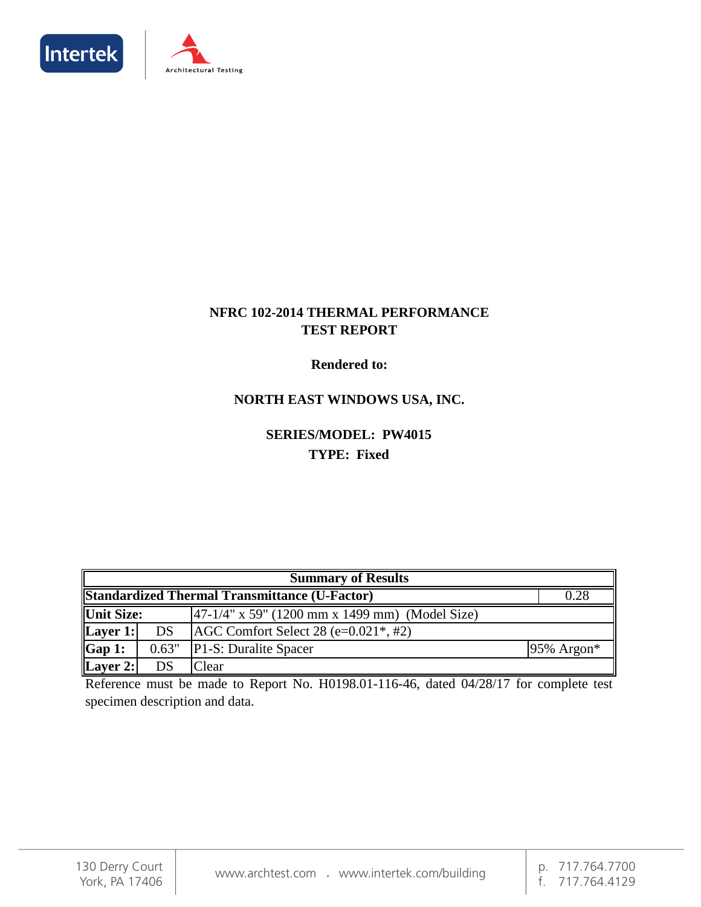# NFRC 102-2014 THERMAL PERFORMANCE TEST REPORT

**Rendered to:**

**NORTH EAST WINDOWS USA, INC.**

**SERIES/MODEL: PW4015**

**TYPE: Fixed**

| Summary of Results | | | |
|---|---|---|---|
| **Standardized Thermal Transmittance (U-Factor)** | | | 0.28 |
| **Unit Size:** | | 47-1/4" x 59" (1200 mm x 1499 mm) (Model Size) | |
| **Layer 1:** | DS | AGC Comfort Select 28 (e=0.021*, #2) | |
| **Gap 1:** | 0.63" | P1-S: Duralite Spacer | 95% Argon* |
| **Layer 2:** | DS | Clear | |

Reference must be made to Report No. H0198.01-116-46, dated 04/28/17 for complete test specimen description and data.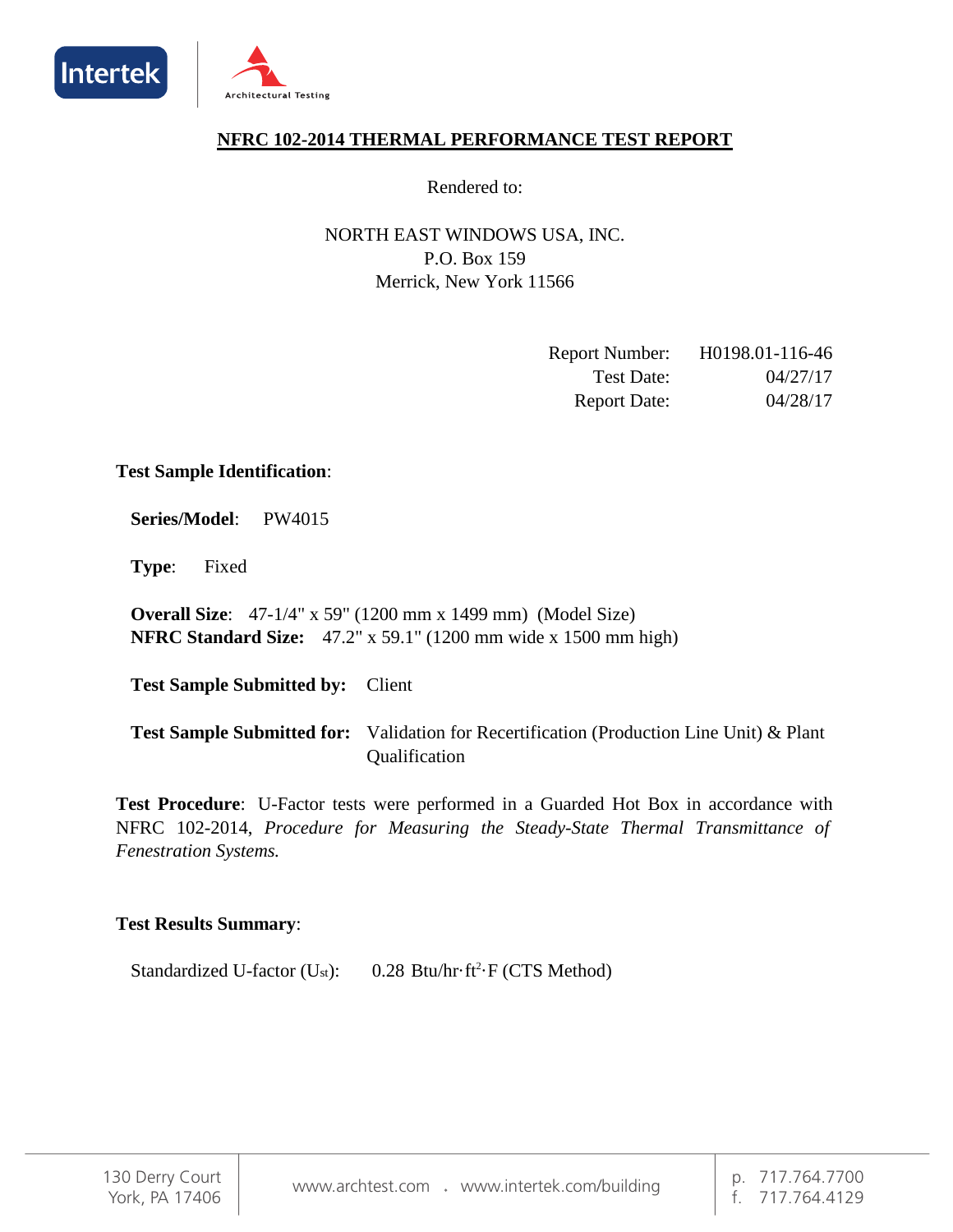# NFRC 102-2014 THERMAL PERFORMANCE TEST REPORT

Rendered to:

NORTH EAST WINDOWS USA, INC.
P.O. Box 159
Merrick, New York 11566

| | |
|---|---|
| Report Number: | H0198.01-116-46 |
| Test Date: | 04/27/17 |
| Report Date: | 04/28/17 |

**Test Sample Identification**:

**Series/Model**: PW4015

**Type**: Fixed

**Overall Size**: 47-1/4" x 59" (1200 mm x 1499 mm) (Model Size)
**NFRC Standard Size:** 47.2" x 59.1" (1200 mm wide x 1500 mm high)

**Test Sample Submitted by:** Client

**Test Sample Submitted for:** Validation for Recertification (Production Line Unit) & Plant Qualification

**Test Procedure**: U-Factor tests were performed in a Guarded Hot Box in accordance with NFRC 102-2014, *Procedure for Measuring the Steady-State Thermal Transmittance of Fenestration Systems.*

**Test Results Summary**:

Standardized U-factor ($U_{st}$): 0.28 Btu/hr·ft$^2$·F (CTS Method)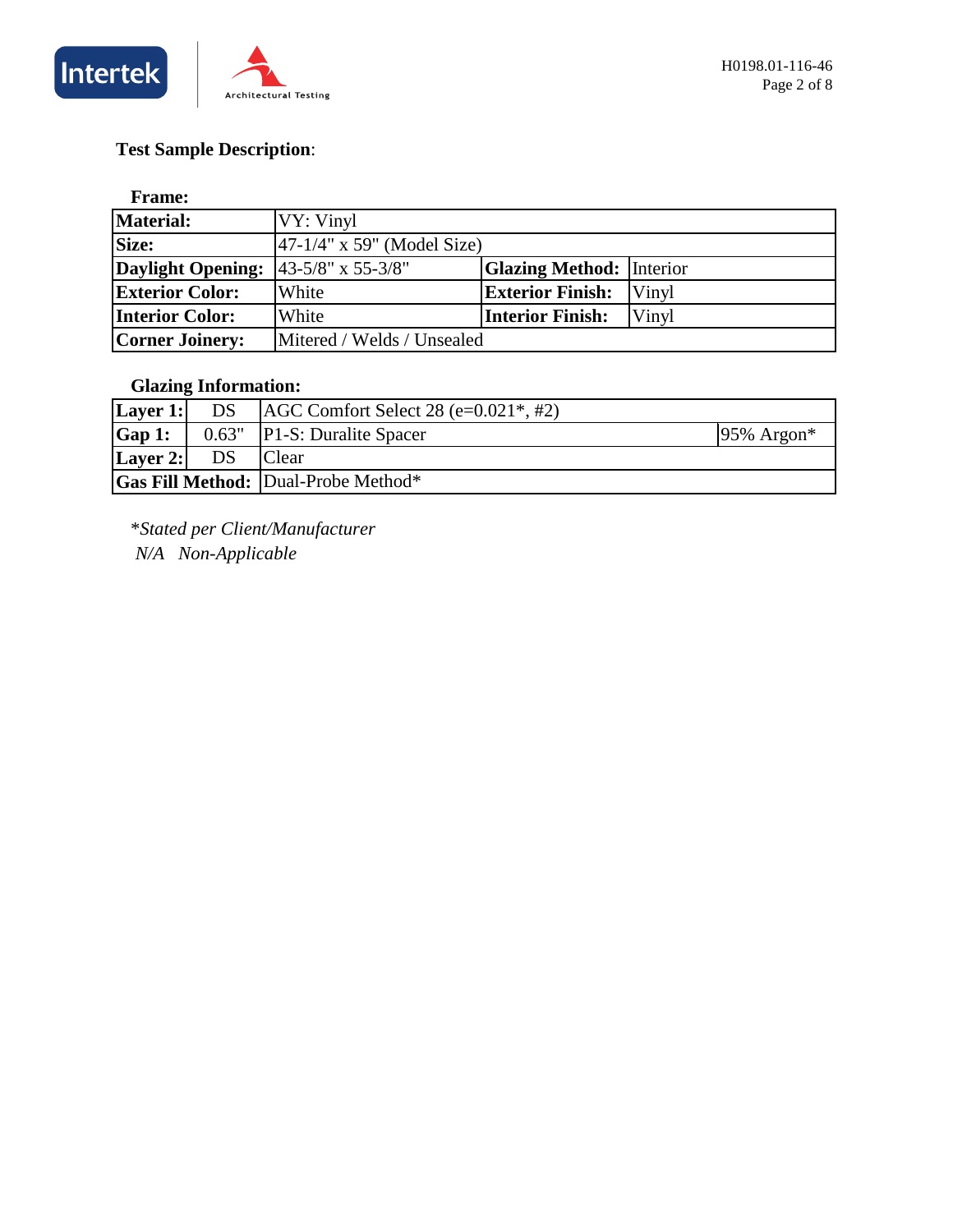**Test Sample Description**:

**Frame:**

| **Material:** | VY: Vinyl | | |
|---|---|---|---|
| **Size:** | 47-1/4" x 59" (Model Size) | | |
| **Daylight Opening:** | 43-5/8" x 55-3/8" | **Glazing Method:** | Interior |
| **Exterior Color:** | White | **Exterior Finish:** | Vinyl |
| **Interior Color:** | White | **Interior Finish:** | Vinyl |
| **Corner Joinery:** | Mitered / Welds / Unsealed | | |

**Glazing Information:**

| **Layer 1:** | DS | AGC Comfort Select 28 (e=0.021*, #2) | |
|---|---|---|---|
| **Gap 1:** | 0.63" | P1-S: Duralite Spacer | 95% Argon* |
| **Layer 2:** | DS | Clear | |
| **Gas Fill Method:** | | Dual-Probe Method* | |

**Stated per Client/Manufacturer*

*N/A Non-Applicable*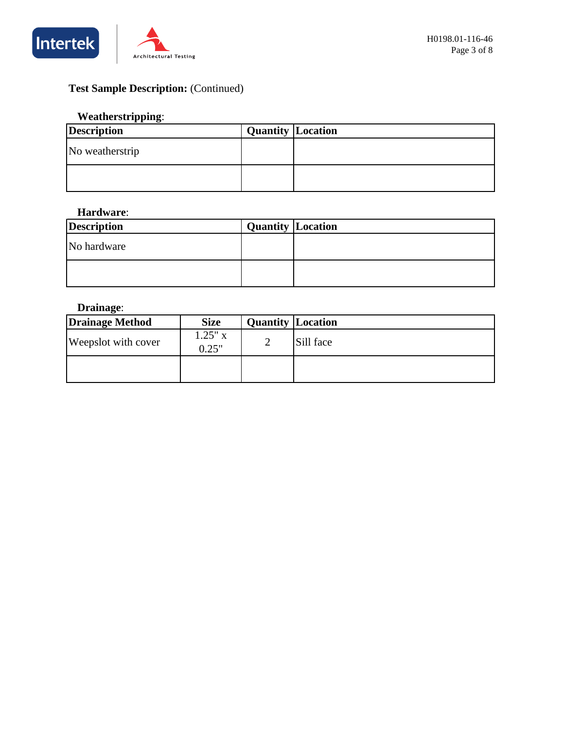**Test Sample Description:** (Continued)

**Weatherstripping**:

| Description | Quantity | Location |
|---|---|---|
| No weatherstrip | | |
| | | |

**Hardware**:

| Description | Quantity | Location |
|---|---|---|
| No hardware | | |
| | | |

**Drainage**:

| Drainage Method | Size | Quantity | Location |
|---|---|---|---|
| Weepslot with cover | 1.25" x 0.25" | 2 | Sill face |
| | | | |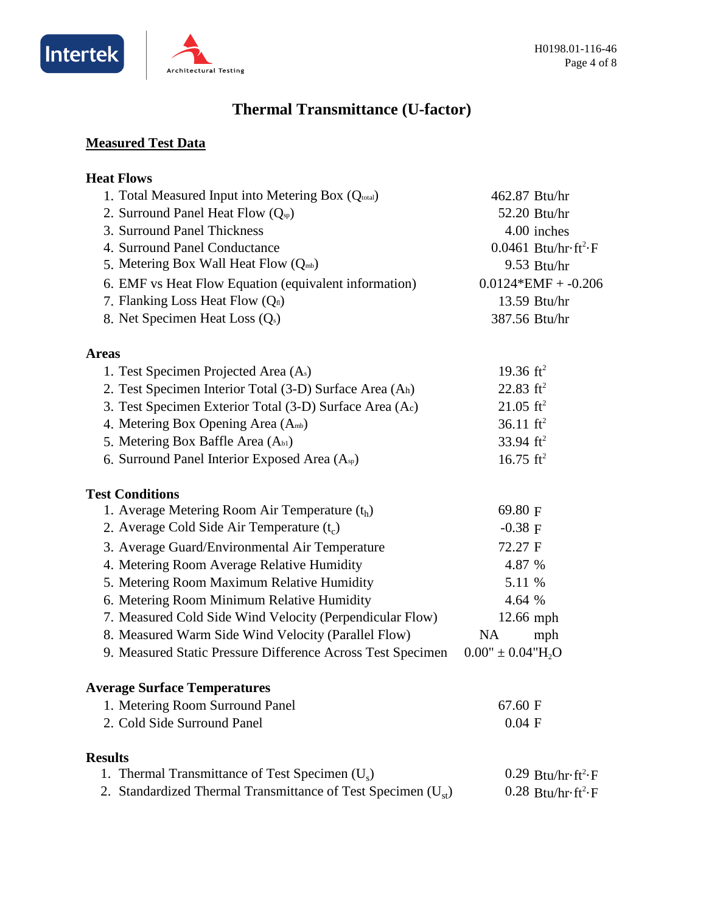# Thermal Transmittance (U-factor)

## Measured Test Data

### Heat Flows

| | |
|---|---|
| 1. Total Measured Input into Metering Box ($Q_{total}$) | 462.87 Btu/hr |
| 2. Surround Panel Heat Flow ($Q_{sp}$) | 52.20 Btu/hr |
| 3. Surround Panel Thickness | 4.00 inches |
| 4. Surround Panel Conductance | 0.0461 Btu/hr·ft²·F |
| 5. Metering Box Wall Heat Flow ($Q_{mb}$) | 9.53 Btu/hr |
| 6. EMF vs Heat Flow Equation (equivalent information) | 0.0124*EMF + -0.206 |
| 7. Flanking Loss Heat Flow ($Q_{fl}$) | 13.59 Btu/hr |
| 8. Net Specimen Heat Loss ($Q_s$) | 387.56 Btu/hr |

### Areas

| | |
|---|---|
| 1. Test Specimen Projected Area ($A_s$) | 19.36 ft² |
| 2. Test Specimen Interior Total (3-D) Surface Area ($A_h$) | 22.83 ft² |
| 3. Test Specimen Exterior Total (3-D) Surface Area ($A_c$) | 21.05 ft² |
| 4. Metering Box Opening Area ($A_{mb}$) | 36.11 ft² |
| 5. Metering Box Baffle Area ($A_{b1}$) | 33.94 ft² |
| 6. Surround Panel Interior Exposed Area ($A_{sp}$) | 16.75 ft² |

### Test Conditions

| | |
|---|---|
| 1. Average Metering Room Air Temperature ($t_h$) | 69.80 F |
| 2. Average Cold Side Air Temperature ($t_c$) | -0.38 F |
| 3. Average Guard/Environmental Air Temperature | 72.27 F |
| 4. Metering Room Average Relative Humidity | 4.87 % |
| 5. Metering Room Maximum Relative Humidity | 5.11 % |
| 6. Metering Room Minimum Relative Humidity | 4.64 % |
| 7. Measured Cold Side Wind Velocity (Perpendicular Flow) | 12.66 mph |
| 8. Measured Warm Side Wind Velocity (Parallel Flow) | NA mph |
| 9. Measured Static Pressure Difference Across Test Specimen | 0.00" ± 0.04"$H_2O$ |

### Average Surface Temperatures

| | |
|---|---|
| 1. Metering Room Surround Panel | 67.60 F |
| 2. Cold Side Surround Panel | 0.04 F |

### Results

| | |
|---|---|
| 1. Thermal Transmittance of Test Specimen ($U_s$) | 0.29 Btu/hr·ft²·F |
| 2. Standardized Thermal Transmittance of Test Specimen ($U_{st}$) | 0.28 Btu/hr·ft²·F |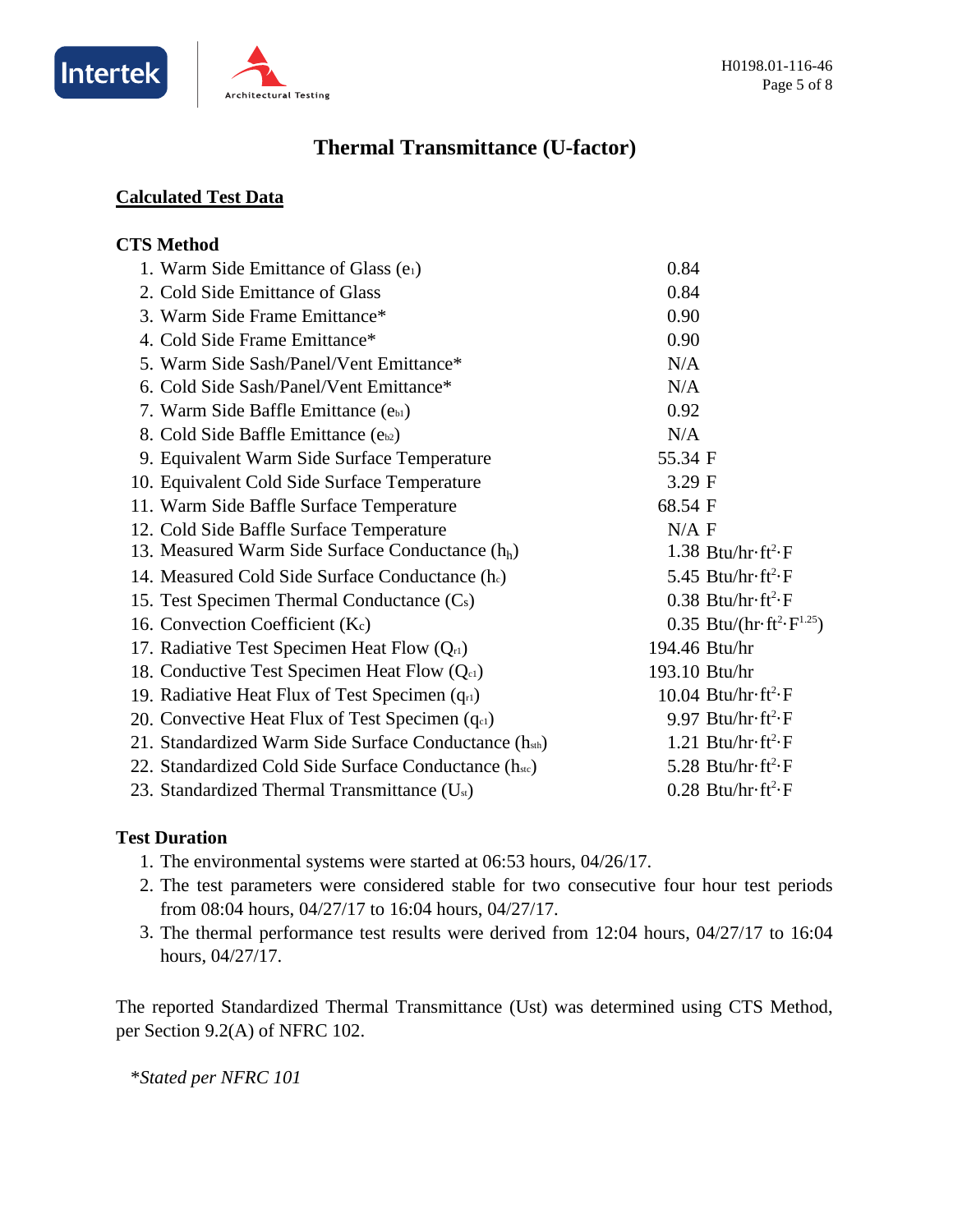# Thermal Transmittance (U-factor)

**Calculated Test Data**

**CTS Method**

| | |
|---|---|
| 1. Warm Side Emittance of Glass ($e_1$) | 0.84 |
| 2. Cold Side Emittance of Glass | 0.84 |
| 3. Warm Side Frame Emittance* | 0.90 |
| 4. Cold Side Frame Emittance* | 0.90 |
| 5. Warm Side Sash/Panel/Vent Emittance* | N/A |
| 6. Cold Side Sash/Panel/Vent Emittance* | N/A |
| 7. Warm Side Baffle Emittance ($e_{b1}$) | 0.92 |
| 8. Cold Side Baffle Emittance ($e_{b2}$) | N/A |
| 9. Equivalent Warm Side Surface Temperature | 55.34 F |
| 10. Equivalent Cold Side Surface Temperature | 3.29 F |
| 11. Warm Side Baffle Surface Temperature | 68.54 F |
| 12. Cold Side Baffle Surface Temperature | N/A F |
| 13. Measured Warm Side Surface Conductance ($h_h$) | 1.38 Btu/hr·ft$^2$·F |
| 14. Measured Cold Side Surface Conductance ($h_c$) | 5.45 Btu/hr·ft$^2$·F |
| 15. Test Specimen Thermal Conductance ($C_s$) | 0.38 Btu/hr·ft$^2$·F |
| 16. Convection Coefficient ($K_c$) | 0.35 Btu/(hr·ft$^2$·F$^{1.25}$) |
| 17. Radiative Test Specimen Heat Flow ($Q_{r1}$) | 194.46 Btu/hr |
| 18. Conductive Test Specimen Heat Flow ($Q_{c1}$) | 193.10 Btu/hr |
| 19. Radiative Heat Flux of Test Specimen ($q_{r1}$) | 10.04 Btu/hr·ft$^2$·F |
| 20. Convective Heat Flux of Test Specimen ($q_{c1}$) | 9.97 Btu/hr·ft$^2$·F |
| 21. Standardized Warm Side Surface Conductance ($h_{sth}$) | 1.21 Btu/hr·ft$^2$·F |
| 22. Standardized Cold Side Surface Conductance ($h_{stc}$) | 5.28 Btu/hr·ft$^2$·F |
| 23. Standardized Thermal Transmittance ($U_{st}$) | 0.28 Btu/hr·ft$^2$·F |

**Test Duration**

1. The environmental systems were started at 06:53 hours, 04/26/17.
2. The test parameters were considered stable for two consecutive four hour test periods from 08:04 hours, 04/27/17 to 16:04 hours, 04/27/17.
3. The thermal performance test results were derived from 12:04 hours, 04/27/17 to 16:04 hours, 04/27/17.

The reported Standardized Thermal Transmittance (Ust) was determined using CTS Method, per Section 9.2(A) of NFRC 102.

*\*Stated per NFRC 101*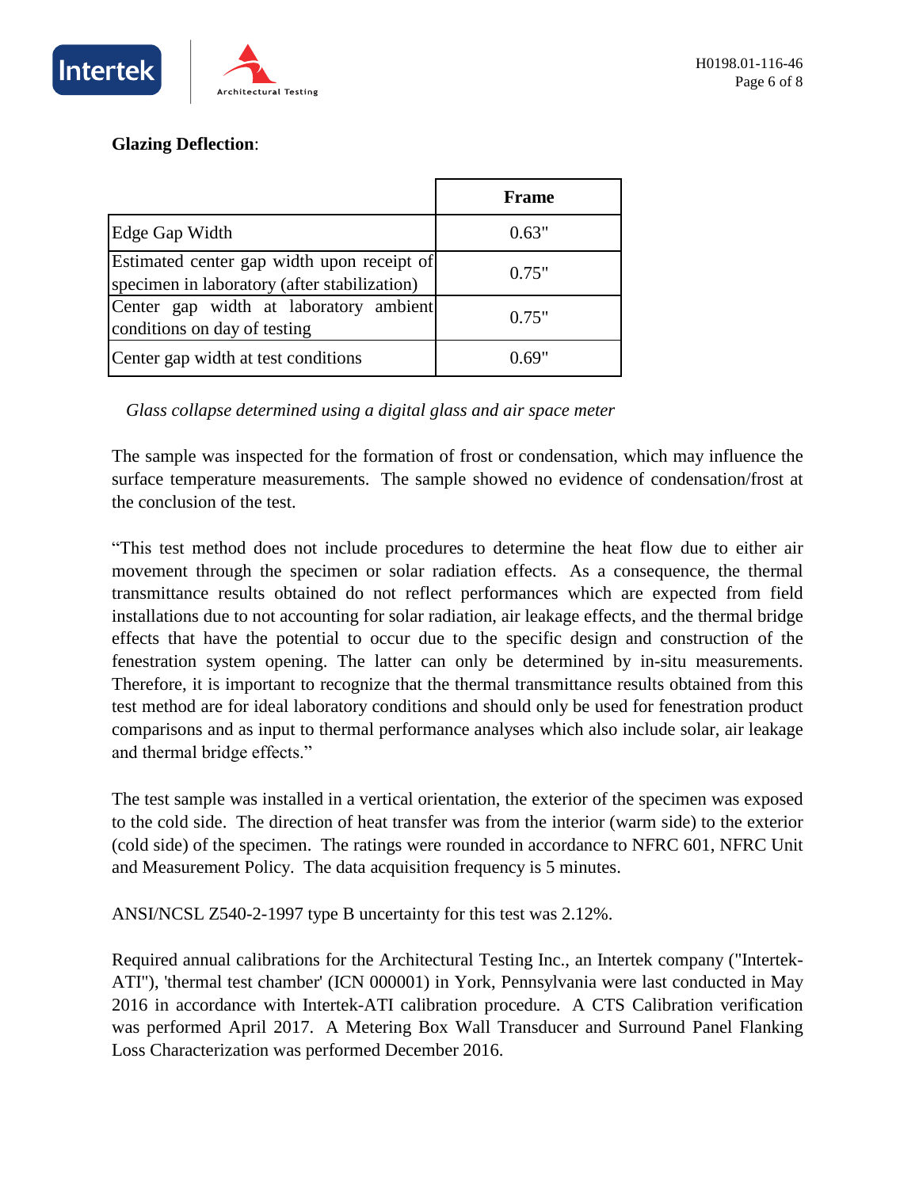**Glazing Deflection**:

| | Frame |
|---|---|
| Edge Gap Width | 0.63" |
| Estimated center gap width upon receipt of specimen in laboratory (after stabilization) | 0.75" |
| Center gap width at laboratory ambient conditions on day of testing | 0.75" |
| Center gap width at test conditions | 0.69" |

*Glass collapse determined using a digital glass and air space meter*

The sample was inspected for the formation of frost or condensation, which may influence the surface temperature measurements. The sample showed no evidence of condensation/frost at the conclusion of the test.

"This test method does not include procedures to determine the heat flow due to either air movement through the specimen or solar radiation effects. As a consequence, the thermal transmittance results obtained do not reflect performances which are expected from field installations due to not accounting for solar radiation, air leakage effects, and the thermal bridge effects that have the potential to occur due to the specific design and construction of the fenestration system opening. The latter can only be determined by in-situ measurements. Therefore, it is important to recognize that the thermal transmittance results obtained from this test method are for ideal laboratory conditions and should only be used for fenestration product comparisons and as input to thermal performance analyses which also include solar, air leakage and thermal bridge effects."

The test sample was installed in a vertical orientation, the exterior of the specimen was exposed to the cold side. The direction of heat transfer was from the interior (warm side) to the exterior (cold side) of the specimen. The ratings were rounded in accordance to NFRC 601, NFRC Unit and Measurement Policy. The data acquisition frequency is 5 minutes.

ANSI/NCSL Z540-2-1997 type B uncertainty for this test was 2.12%.

Required annual calibrations for the Architectural Testing Inc., an Intertek company ("Intertek-ATI"), 'thermal test chamber' (ICN 000001) in York, Pennsylvania were last conducted in May 2016 in accordance with Intertek-ATI calibration procedure. A CTS Calibration verification was performed April 2017. A Metering Box Wall Transducer and Surround Panel Flanking Loss Characterization was performed December 2016.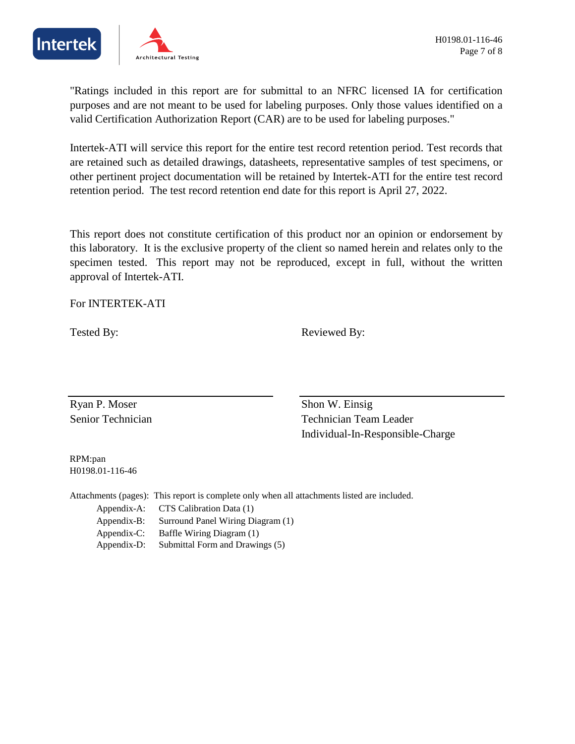"Ratings included in this report are for submittal to an NFRC licensed IA for certification purposes and are not meant to be used for labeling purposes. Only those values identified on a valid Certification Authorization Report (CAR) are to be used for labeling purposes."

Intertek-ATI will service this report for the entire test record retention period. Test records that are retained such as detailed drawings, datasheets, representative samples of test specimens, or other pertinent project documentation will be retained by Intertek-ATI for the entire test record retention period. The test record retention end date for this report is April 27, 2022.

This report does not constitute certification of this product nor an opinion or endorsement by this laboratory. It is the exclusive property of the client so named herein and relates only to the specimen tested. This report may not be reproduced, except in full, without the written approval of Intertek-ATI.

For INTERTEK-ATI

| Tested By: | Reviewed By: |
|---|---|
| Ryan P. Moser<br>Senior Technician | Shon W. Einsig<br>Technician Team Leader<br>Individual-In-Responsible-Charge |

RPM:pan
H0198.01-116-46

Attachments (pages): This report is complete only when all attachments listed are included.

- Appendix-A: CTS Calibration Data (1)
- Appendix-B: Surround Panel Wiring Diagram (1)
- Appendix-C: Baffle Wiring Diagram (1)
- Appendix-D: Submittal Form and Drawings (5)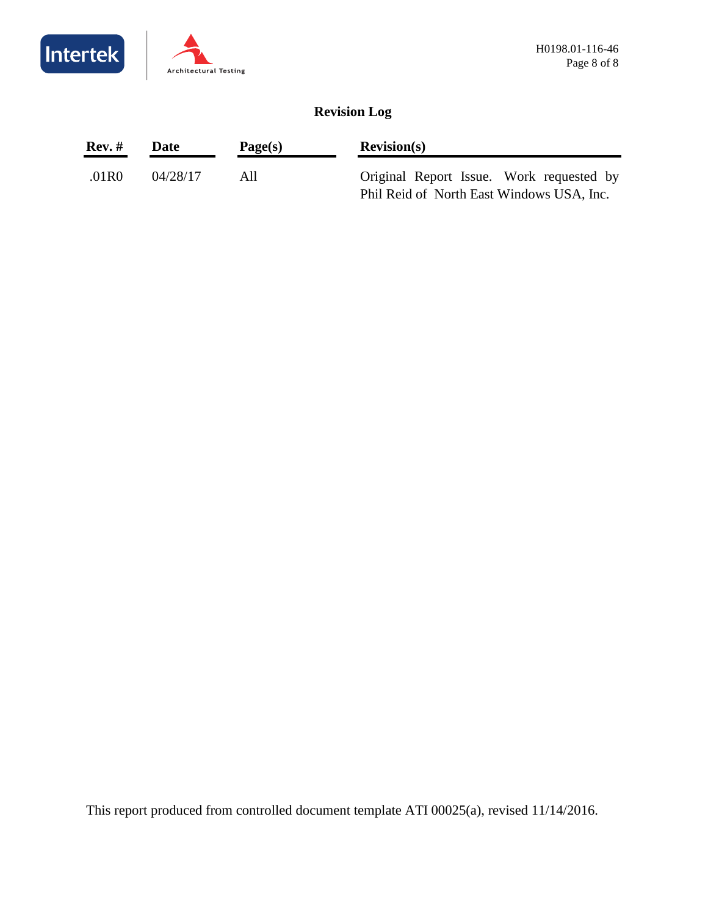## Revision Log

| Rev. # | Date | Page(s) | Revision(s) |
|---|---|---|---|
| .01R0 | 04/28/17 | All | Original Report Issue. Work requested by Phil Reid of North East Windows USA, Inc. |

This report produced from controlled document template ATI 00025(a), revised 11/14/2016.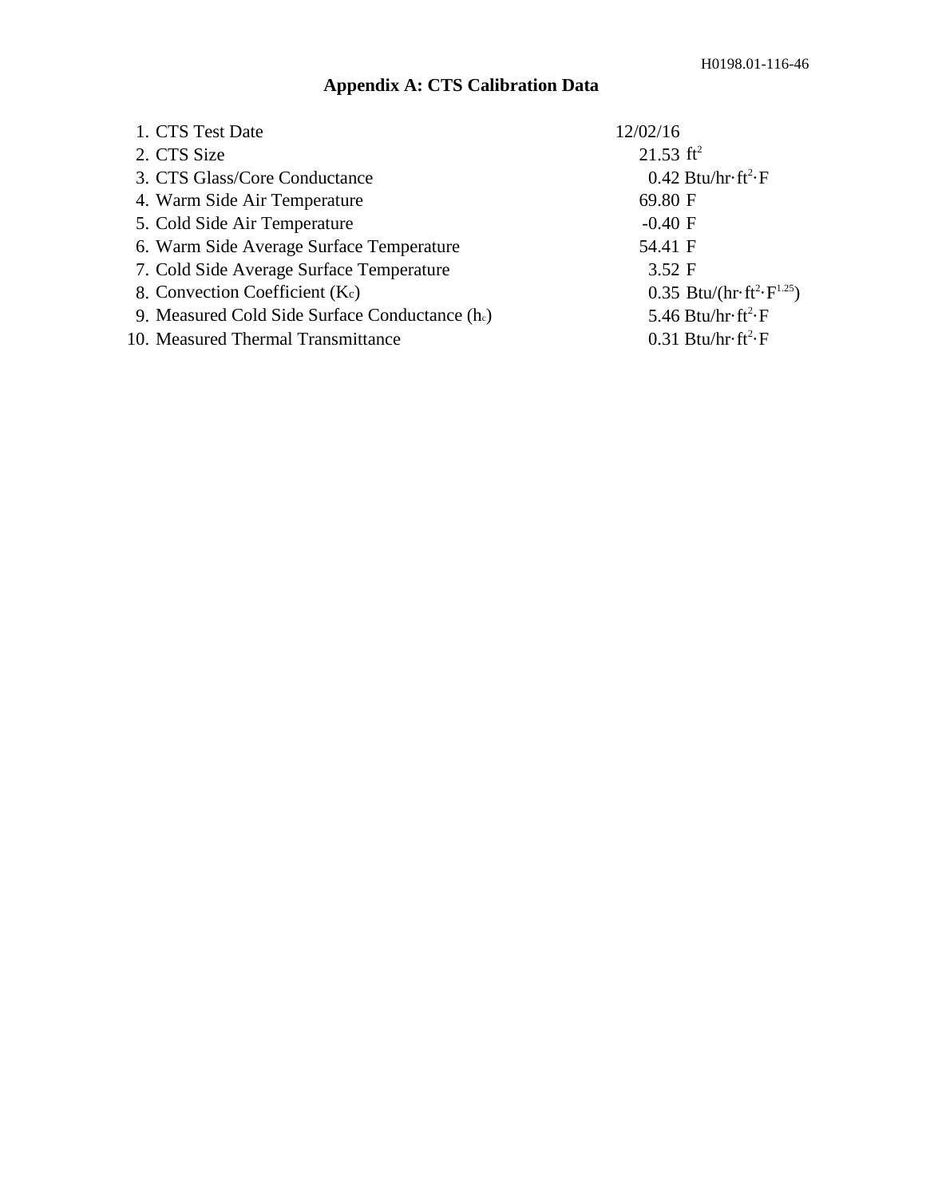# Appendix A: CTS Calibration Data

1. CTS Test Date 12/02/16
2. CTS Size 21.53 $ft^2$
3. CTS Glass/Core Conductance 0.42 Btu/hr·$ft^2$·F
4. Warm Side Air Temperature 69.80 F
5. Cold Side Air Temperature -0.40 F
6. Warm Side Average Surface Temperature 54.41 F
7. Cold Side Average Surface Temperature 3.52 F
8. Convection Coefficient ($K_c$) 0.35 Btu/(hr·$ft^2$·$F^{1.25}$)
9. Measured Cold Side Surface Conductance ($h_c$) 5.46 Btu/hr·$ft^2$·F
10. Measured Thermal Transmittance 0.31 Btu/hr·$ft^2$·F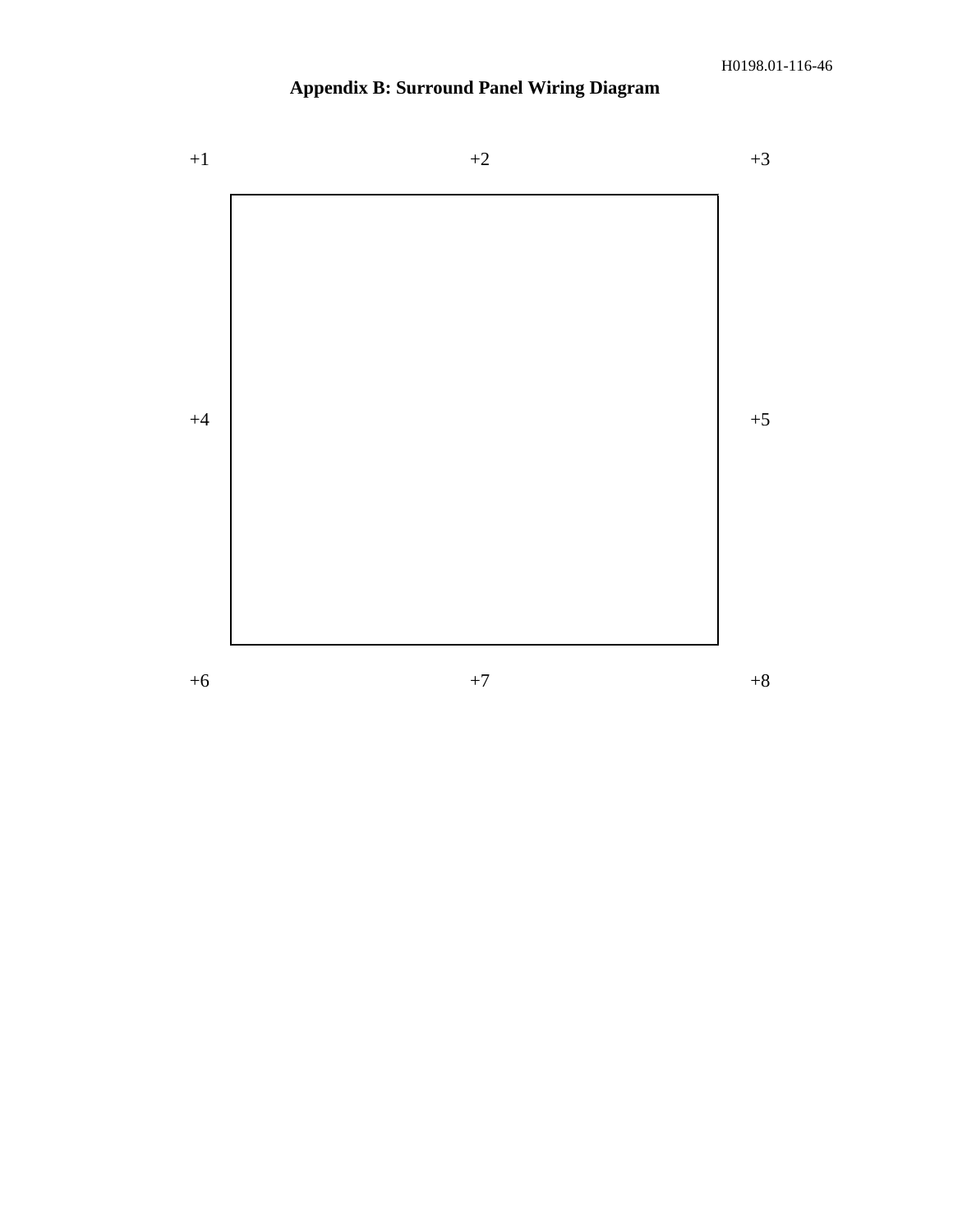## Appendix B: Surround Panel Wiring Diagram

+1 +2 +3

+4 +5

+6 +7 +8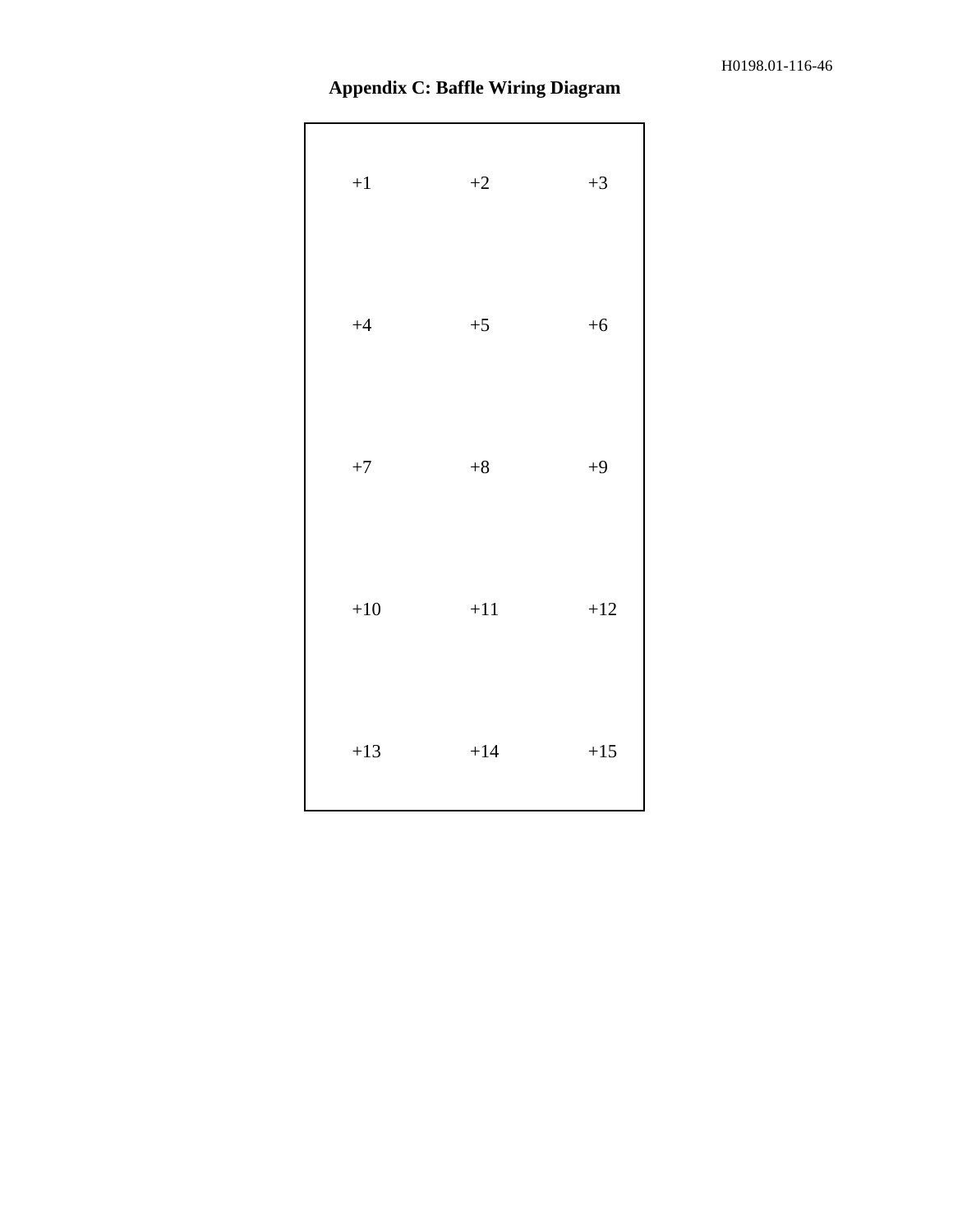## Appendix C: Baffle Wiring Diagram

| +1 | +2 | +3 |
| --- | --- | --- |
| +4 | +5 | +6 |
| +7 | +8 | +9 |
| +10 | +11 | +12 |
| +13 | +14 | +15 |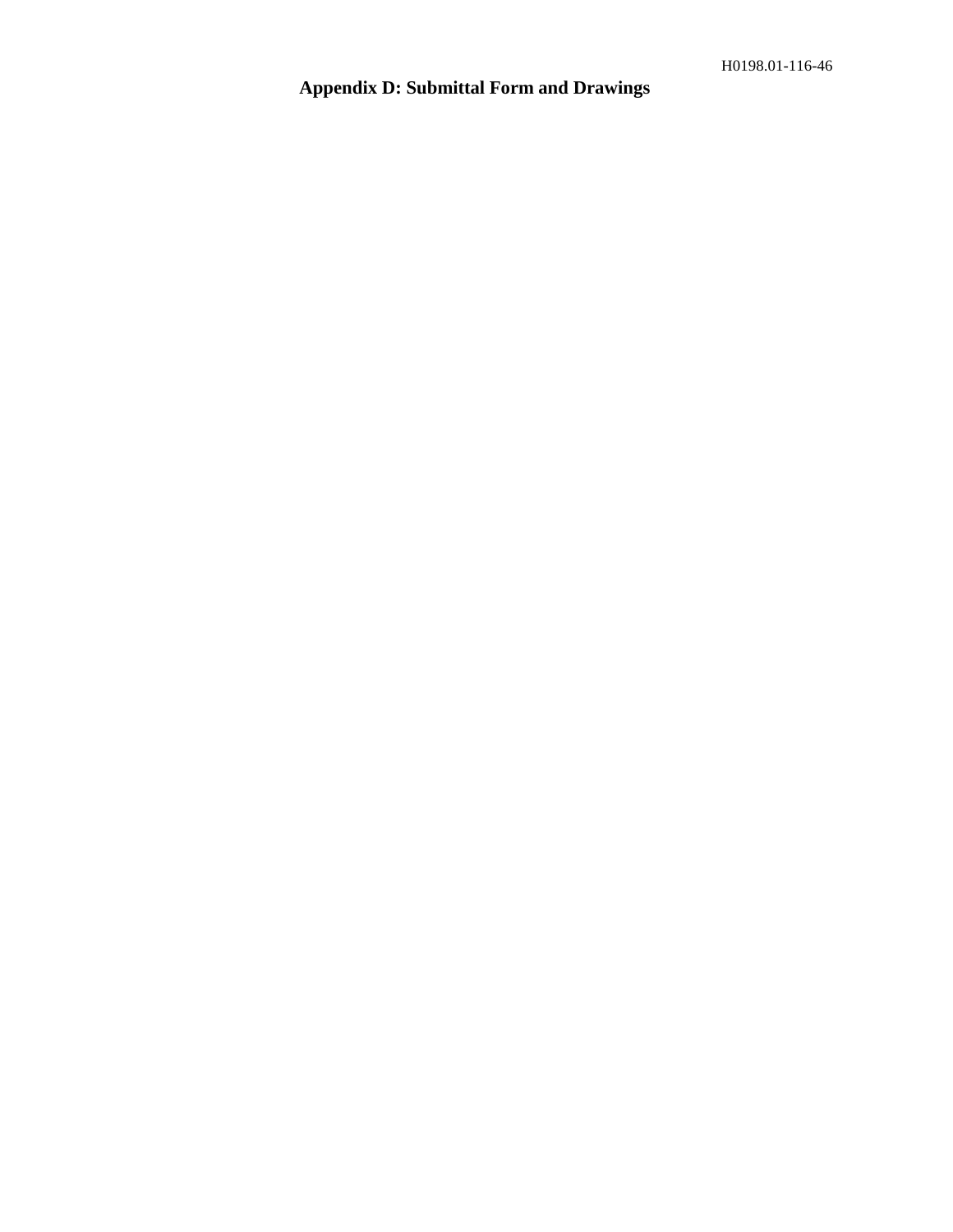# Appendix D: Submittal Form and Drawings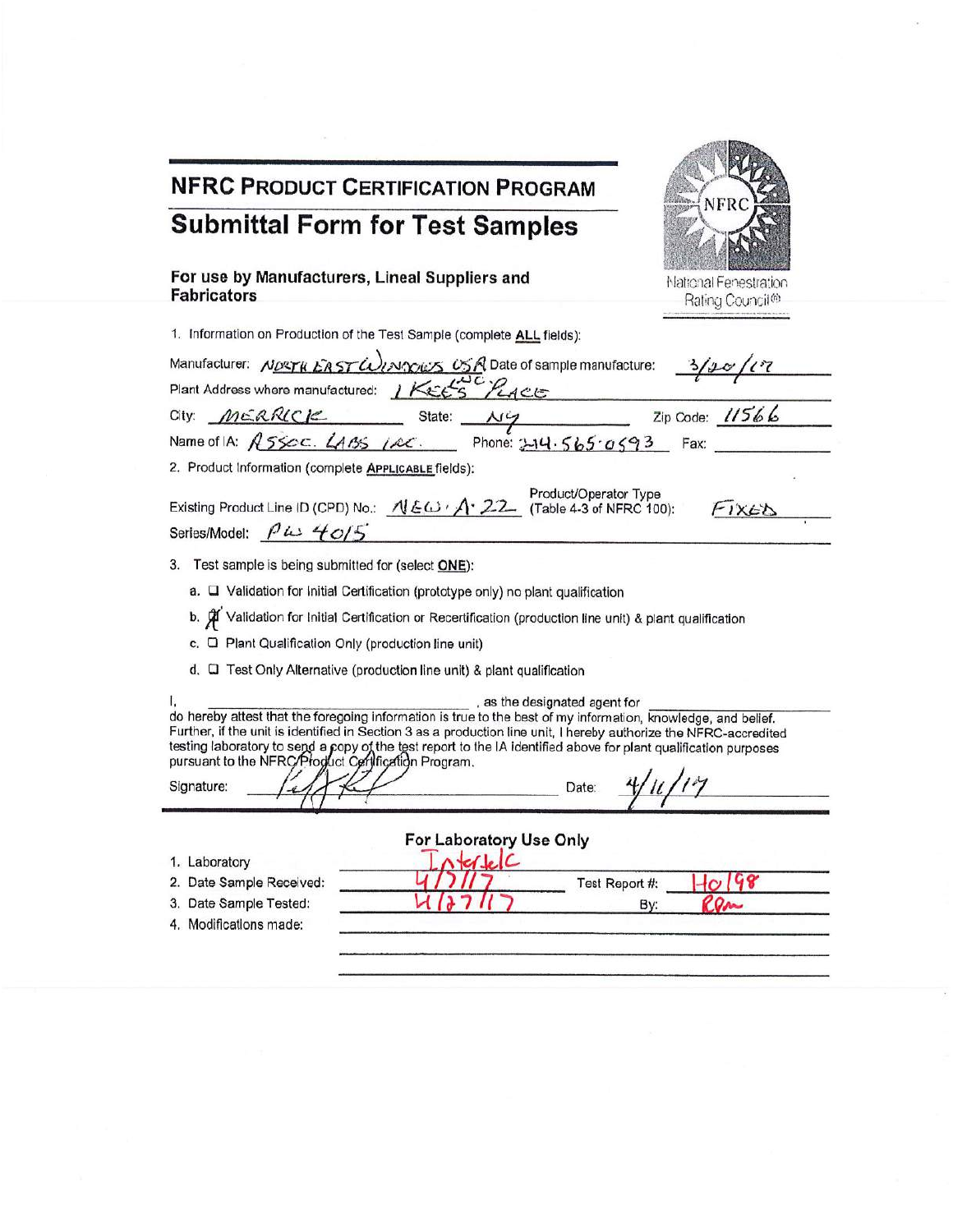## NFRC PRODUCT CERTIFICATION PROGRAM

# Submittal Form for Test Samples

### For use by Manufacturers, Lineal Suppliers and Fabricators

National Fenestration Rating Council®

1. Information on Production of the Test Sample (complete **ALL** fields):

Manufacturer: NORTH EAST WINDOWS USA INC. Date of sample manufacture: 3/20/17

Plant Address where manufactured: 1 KEES PLACE

City: MERRICK State: NY Zip Code: 11566

Name of IA: ASSOC. LABS INC. Phone: 214.565.0593 Fax:

2. Product Information (complete **APPLICABLE** fields):

Existing Product Line ID (CPD) No.: NEW-A-22 Product/Operator Type (Table 4-3 of NFRC 100): FIXED

Series/Model: PW 4015

3. Test sample is being submitted for (select **ONE**):

   a. ☐ Validation for Initial Certification (prototype only) no plant qualification

   b. ☒ Validation for Initial Certification or Recertification (production line unit) & plant qualification

   c. ☐ Plant Qualification Only (production line unit)

   d. ☐ Test Only Alternative (production line unit) & plant qualification

I, ______________________, as the designated agent for ______________________ do hereby attest that the foregoing information is true to the best of my information, knowledge, and belief. Further, if the unit is identified in Section 3 as a production line unit, I hereby authorize the NFRC-accredited testing laboratory to send a copy of the test report to the IA identified above for plant qualification purposes pursuant to the NFRC Product Certification Program.

Signature: [signature] Date: 4/11/17

### For Laboratory Use Only

1. Laboratory: Intertek
2. Date Sample Received: 4/5/17 Test Report #: H0198
3. Date Sample Tested: 4/27/17 By: RPM
4. Modifications made: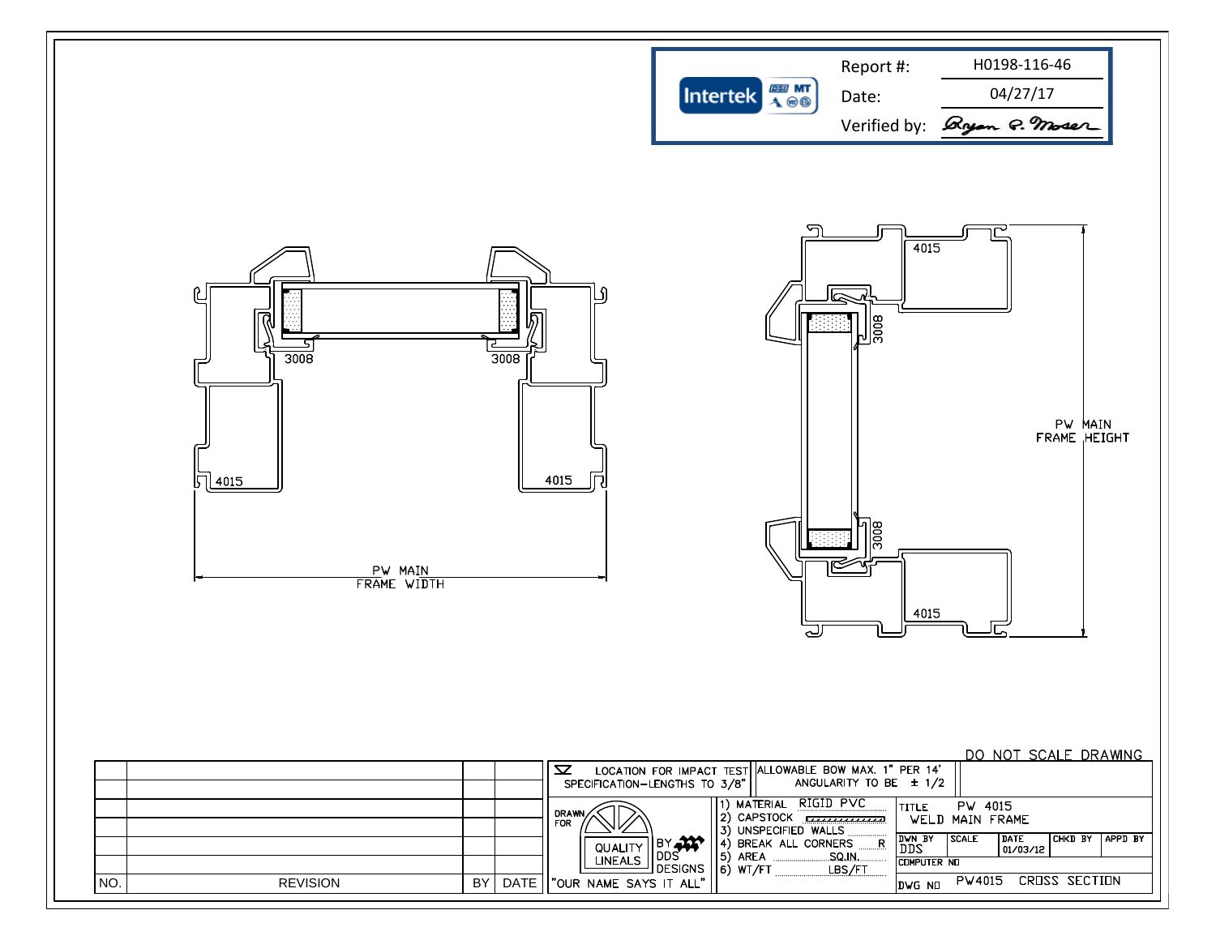| Report #: | H0198-116-46 |
|---|---|
| Date: | 04/27/17 |
| Verified by: | Bryan P. Moser |

Intertek

3008 3008

4015 4015

PW MAIN FRAME WIDTH

4015

3008

3008

4015

PW MAIN FRAME HEIGHT

DO NOT SCALE DRAWING

| NO. | REVISION | BY | DATE |
|---|---|---|---|
| | | | |
| | | | |
| | | | |
| | | | |
| | | | |
| | | | |

LOCATION FOR IMPACT TEST SPECIFICATION—LENGTHS TO 3/8"

ALLOWABLE BOW MAX. 1" PER 14' ANGULARITY TO BE ± 1/2

DRAWN FOR QUALITY LINEALS BY DDS DESIGNS "OUR NAME SAYS IT ALL"

1) MATERIAL RIGID PVC
2) CAPSTOCK
3) UNSPECIFIED WALLS
4) BREAK ALL CORNERS R
5) AREA SQ.IN.
6) WT/FT LBS/FT

TITLE PW 4015 WELD MAIN FRAME

| DWN BY | SCALE | DATE | CHKD BY | APPD BY |
|---|---|---|---|---|
| DDS | | 01/03/12 | | |

COMPUTER NO

DWG NO PW4015 CROSS SECTION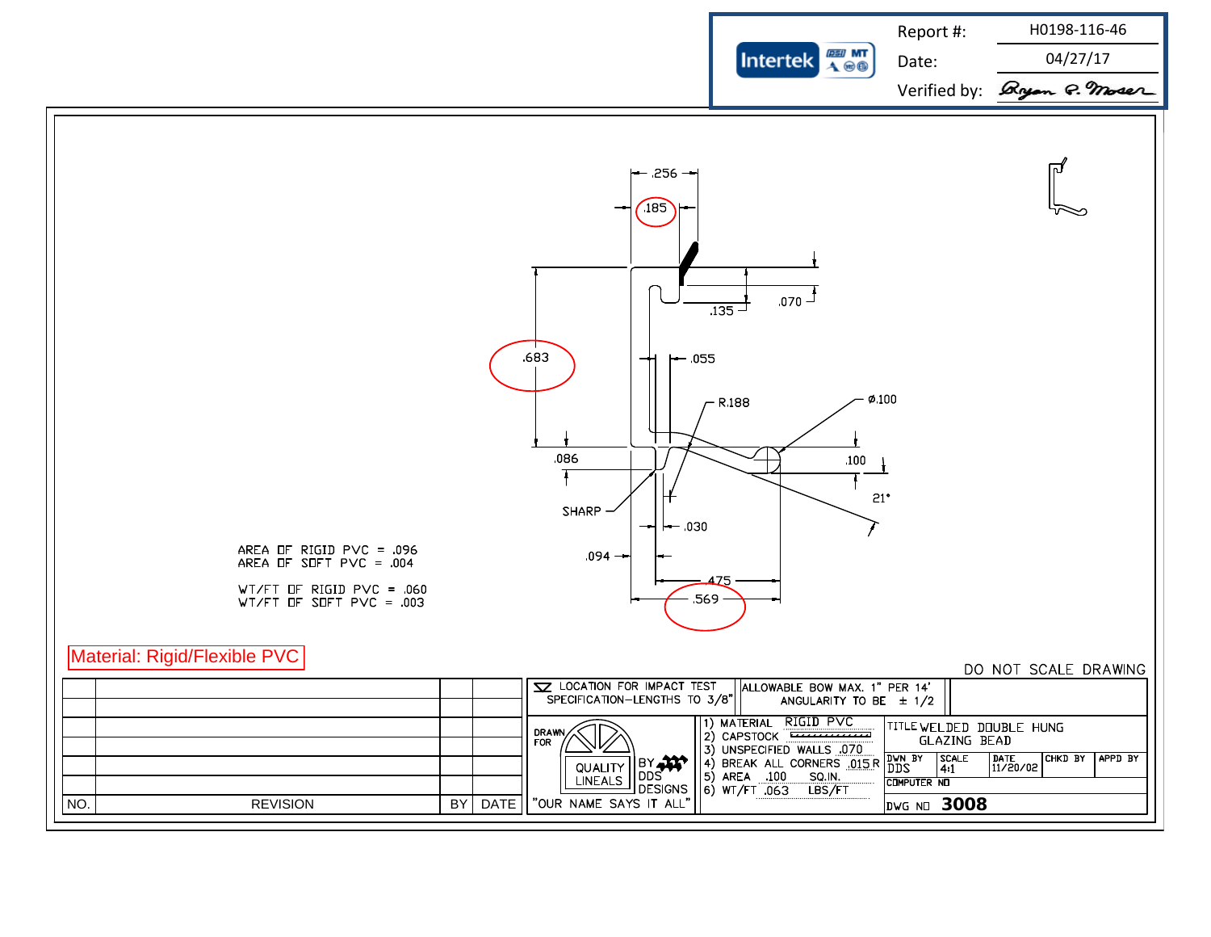| Report #: | H0198-116-46 |
|---|---|
| Date: | 04/27/17 |
| Verified by: | Bryan R. Moser |

.256

.185

.135

.070

.683

.055

R.188

⌀.100

.086

.100

21°

SHARP

.030

.094

.475

.569

AREA OF RIGID PVC = .096
AREA OF SOFT PVC = .004

WT/FT OF RIGID PVC = .060
WT/FT OF SOFT PVC = .003

Material: Rigid/Flexible PVC

DO NOT SCALE DRAWING

| NO. | REVISION | BY | DATE |
|---|---|---|---|
| | | | |
| | | | |
| | | | |
| | | | |
| | | | |
| | | | |

LOCATION FOR IMPACT TEST
SPECIFICATION–LENGTHS TO 3/8"

ALLOWABLE BOW MAX. 1" PER 14'
ANGULARITY TO BE ± 1/2

DRAWN FOR

QUALITY LINEALS

BY DDS DESIGNS

"OUR NAME SAYS IT ALL"

1) MATERIAL RIGID PVC
2) CAPSTOCK
3) UNSPECIFIED WALLS .070
4) BREAK ALL CORNERS .015 R
5) AREA .100 SQ.IN.
6) WT/FT .063 LBS/FT

TITLE WELDED DOUBLE HUNG GLAZING BEAD

| DWN BY | SCALE | DATE | CHKD BY | APPD BY |
|---|---|---|---|---|
| DDS | 4:1 | 11/20/02 | | |

COMPUTER NO

DWG NO **3008**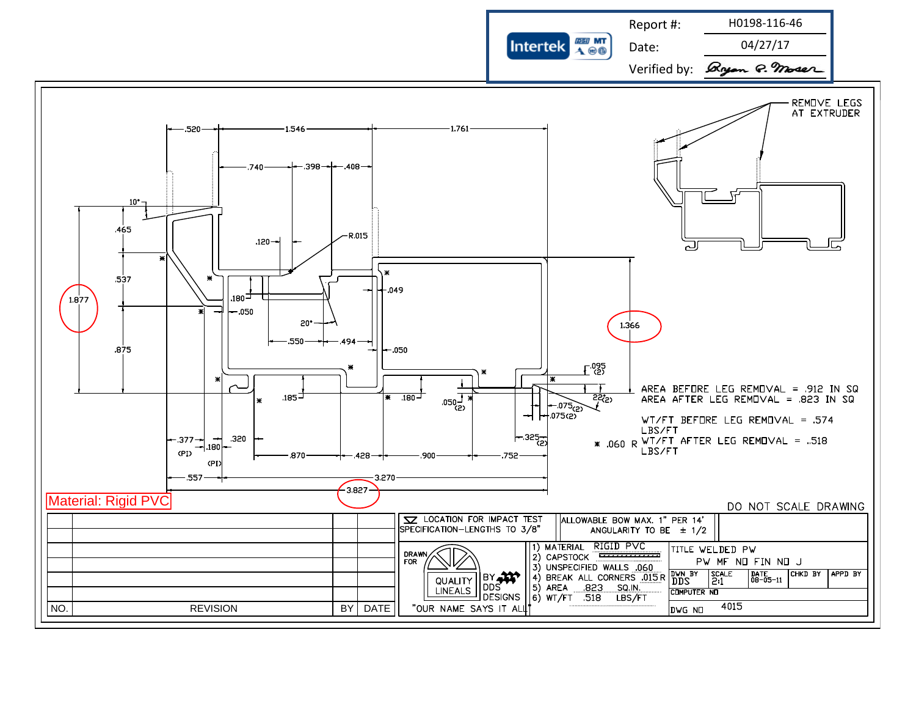| Report #: | H0198-116-46 |
|---|---|
| Date: | 04/27/17 |
| Verified by: | Bryan G. Moser |

Material: Rigid PVC

REMOVE LEGS AT EXTRUDER

.520 1.546 1.761

.740 .398 .408

10°

.465 .537 1.877 .875

.120 R.015

.180 .050 .049

20° .550 .494 .050

1.366

.095 (2)

.185 .180 .050 (2)

22½ (2)

.075 (2) .075 (2)

.377 (PI) .180 (PI) .320 .870 .428 .900 .752 .325 (2)

.557 3.270

3.827

AREA BEFORE LEG REMOVAL = .912 IN SQ
AREA AFTER LEG REMOVAL = .823 IN SQ

WT/FT BEFORE LEG REMOVAL = .574 LBS/FT
WT/FT AFTER LEG REMOVAL = .518 LBS/FT

* .060 R

DO NOT SCALE DRAWING

| NO. | REVISION | BY | DATE |
|---|---|---|---|
| | | | |
| | | | |
| | | | |
| | | | |
| | | | |

LOCATION FOR IMPACT TEST SPECIFICATION–LENGTHS TO 3/8"

ALLOWABLE BOW MAX. 1" PER 14' ANGULARITY TO BE ± 1/2

DRAWN FOR QUALITY LINEALS BY DDS DESIGNS "OUR NAME SAYS IT ALL"

1) MATERIAL RIGID PVC
2) CAPSTOCK
3) UNSPECIFIED WALLS .060
4) BREAK ALL CORNERS .015 R
5) AREA .823 SQ.IN.
6) WT/FT .518 LBS/FT

TITLE WELDED PW
PW MF NO FIN NO J

| DWN BY | SCALE | DATE | CHKD BY | APPD BY |
|---|---|---|---|---|
| DDS | 2:1 | 08-05-11 | | |

COMPUTER NO

DWG NO 4015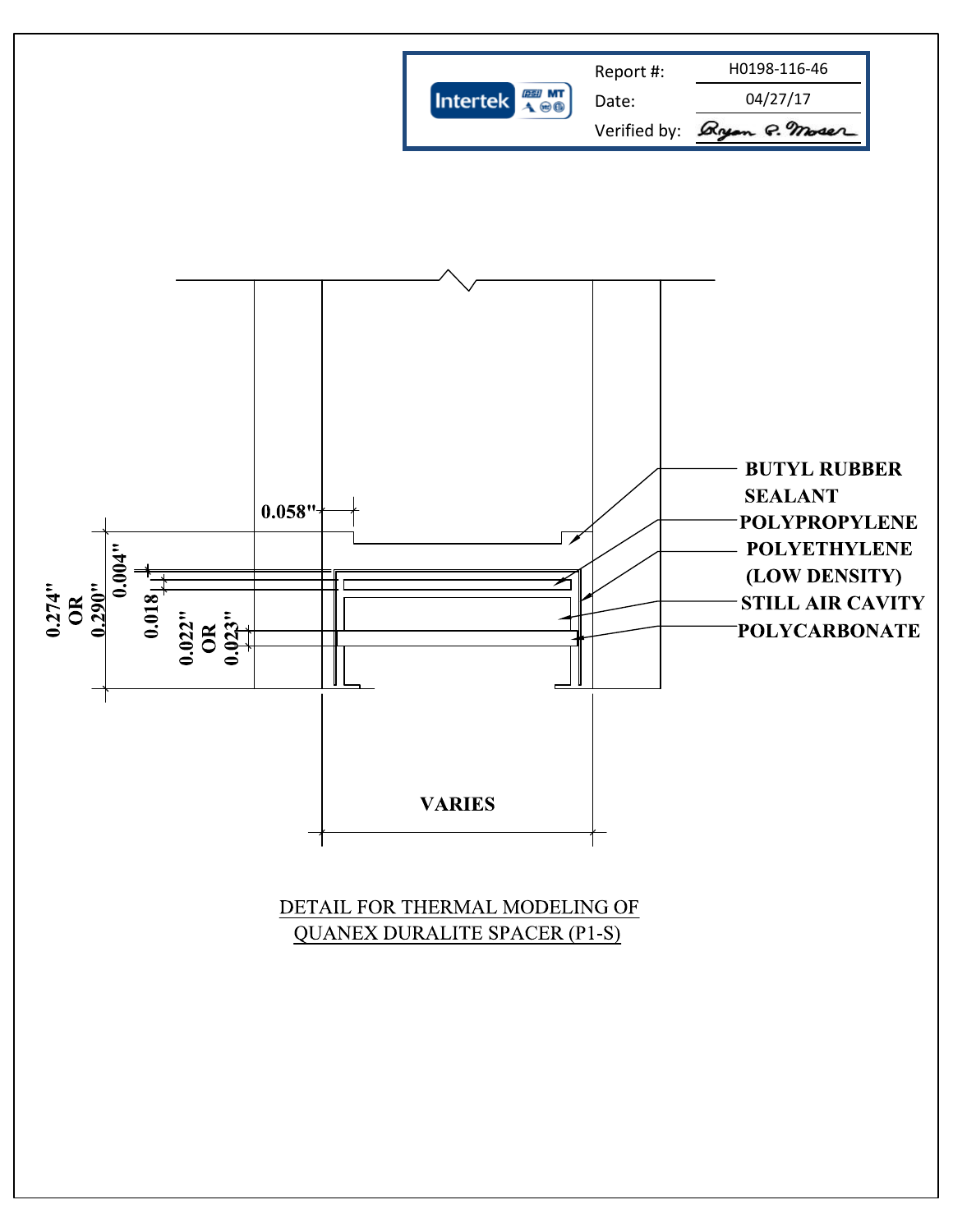| | |
|---|---|
| Report #: | H0198-116-46 |
| Date: | 04/27/17 |
| Verified by: | Ryan P. Moser |

0.058"

0.274" OR 0.290"

0.004"

0.018

0.022" OR 0.023"

BUTYL RUBBER SEALANT

POLYPROPYLENE

POLYETHYLENE (LOW DENSITY)

STILL AIR CAVITY

POLYCARBONATE

VARIES

DETAIL FOR THERMAL MODELING OF QUANEX DURALITE SPACER (P1-S)